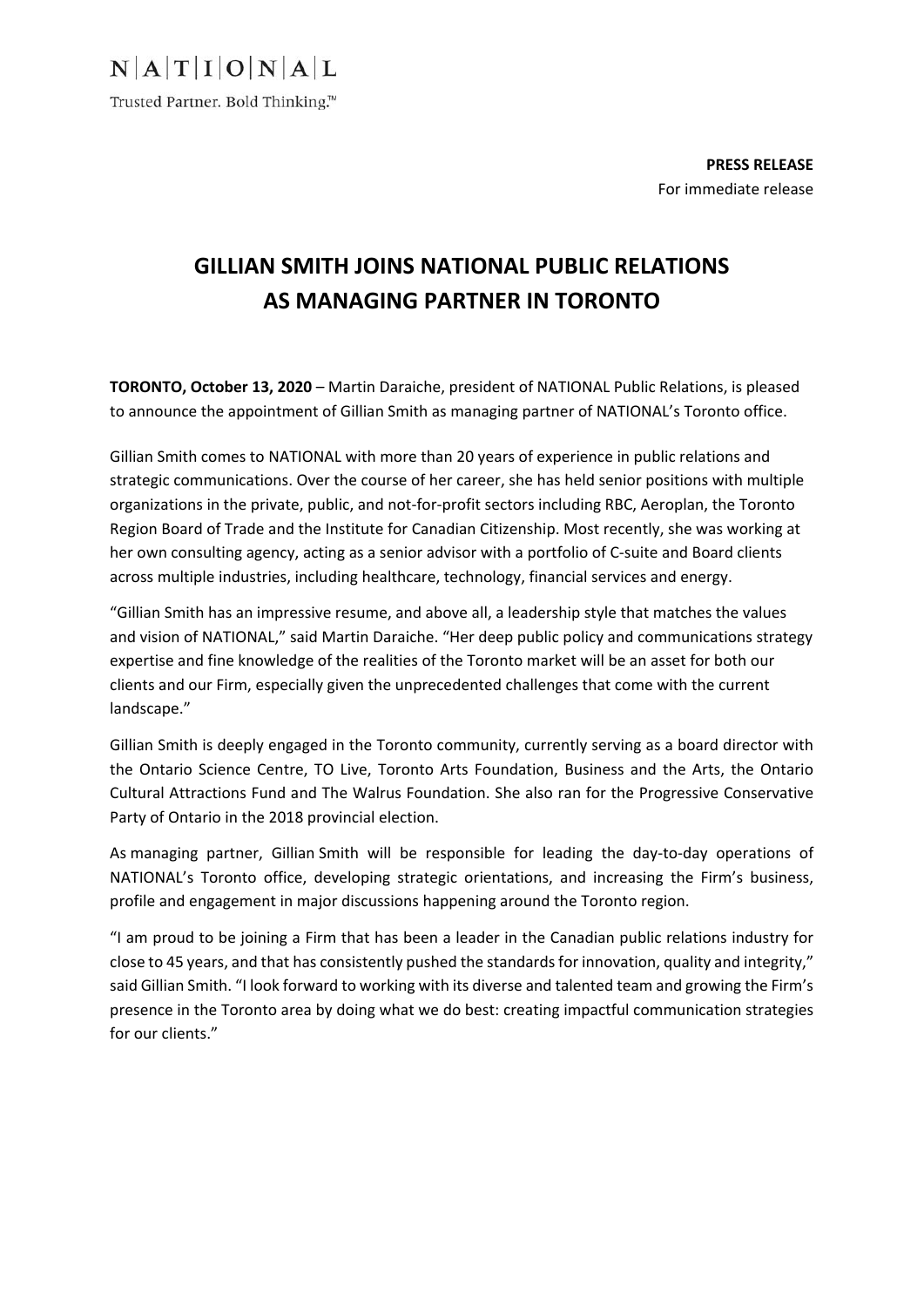N|A|T|I|O|N|A|L

Trusted Partner. Bold Thinking.™

**PRESS RELEASE**
For immediate release

# GILLIAN SMITH JOINS NATIONAL PUBLIC RELATIONS AS MANAGING PARTNER IN TORONTO

**TORONTO, October 13, 2020** – Martin Daraiche, president of NATIONAL Public Relations, is pleased to announce the appointment of Gillian Smith as managing partner of NATIONAL's Toronto office.

Gillian Smith comes to NATIONAL with more than 20 years of experience in public relations and strategic communications. Over the course of her career, she has held senior positions with multiple organizations in the private, public, and not-for-profit sectors including RBC, Aeroplan, the Toronto Region Board of Trade and the Institute for Canadian Citizenship. Most recently, she was working at her own consulting agency, acting as a senior advisor with a portfolio of C-suite and Board clients across multiple industries, including healthcare, technology, financial services and energy.

"Gillian Smith has an impressive resume, and above all, a leadership style that matches the values and vision of NATIONAL," said Martin Daraiche. "Her deep public policy and communications strategy expertise and fine knowledge of the realities of the Toronto market will be an asset for both our clients and our Firm, especially given the unprecedented challenges that come with the current landscape."

Gillian Smith is deeply engaged in the Toronto community, currently serving as a board director with the Ontario Science Centre, TO Live, Toronto Arts Foundation, Business and the Arts, the Ontario Cultural Attractions Fund and The Walrus Foundation. She also ran for the Progressive Conservative Party of Ontario in the 2018 provincial election.

As managing partner, Gillian Smith will be responsible for leading the day-to-day operations of NATIONAL's Toronto office, developing strategic orientations, and increasing the Firm's business, profile and engagement in major discussions happening around the Toronto region.

"I am proud to be joining a Firm that has been a leader in the Canadian public relations industry for close to 45 years, and that has consistently pushed the standards for innovation, quality and integrity," said Gillian Smith. "I look forward to working with its diverse and talented team and growing the Firm's presence in the Toronto area by doing what we do best: creating impactful communication strategies for our clients."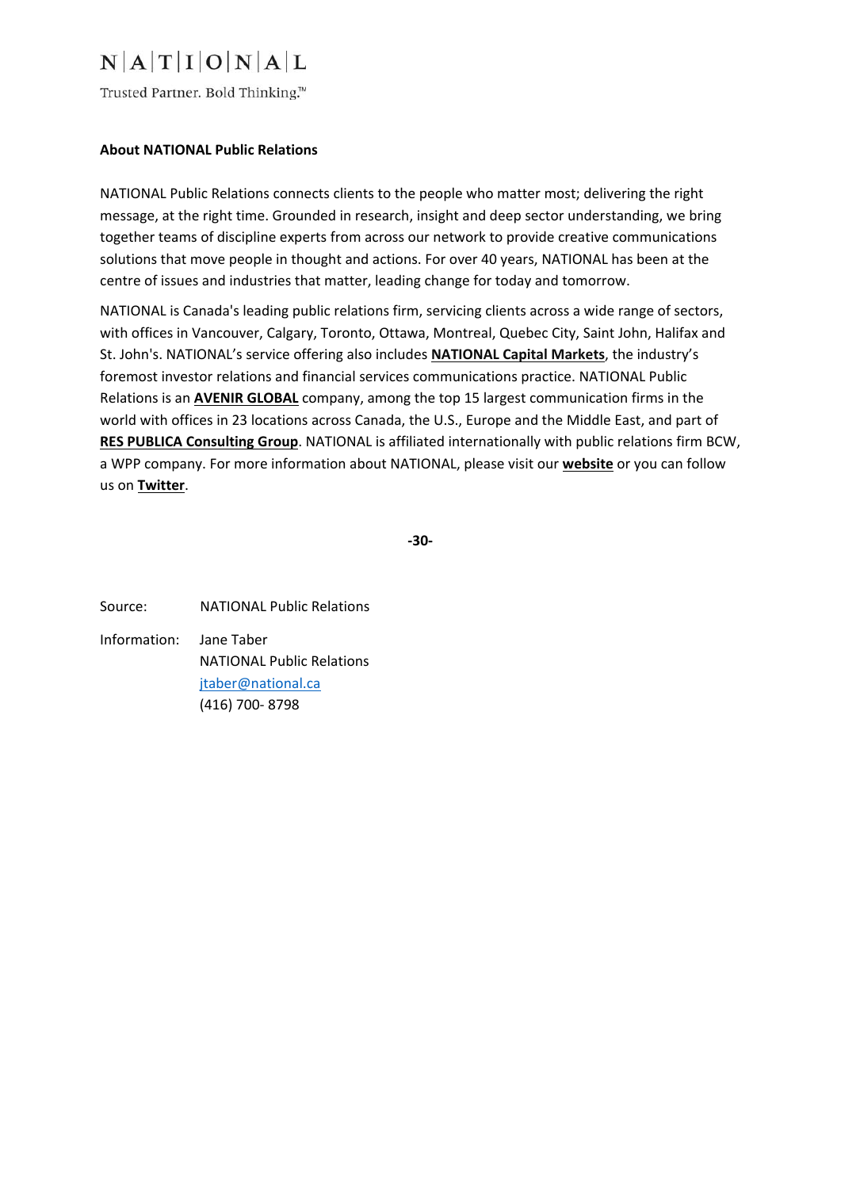N|A|T|I|O|N|A|L

Trusted Partner. Bold Thinking.™

**About NATIONAL Public Relations**

NATIONAL Public Relations connects clients to the people who matter most; delivering the right message, at the right time. Grounded in research, insight and deep sector understanding, we bring together teams of discipline experts from across our network to provide creative communications solutions that move people in thought and actions. For over 40 years, NATIONAL has been at the centre of issues and industries that matter, leading change for today and tomorrow.

NATIONAL is Canada's leading public relations firm, servicing clients across a wide range of sectors, with offices in Vancouver, Calgary, Toronto, Ottawa, Montreal, Quebec City, Saint John, Halifax and St. John's. NATIONAL's service offering also includes **NATIONAL Capital Markets**, the industry's foremost investor relations and financial services communications practice. NATIONAL Public Relations is an **AVENIR GLOBAL** company, among the top 15 largest communication firms in the world with offices in 23 locations across Canada, the U.S., Europe and the Middle East, and part of **RES PUBLICA Consulting Group**. NATIONAL is affiliated internationally with public relations firm BCW, a WPP company. For more information about NATIONAL, please visit our **website** or you can follow us on **Twitter**.

**-30-**

Source: NATIONAL Public Relations

Information: Jane Taber
NATIONAL Public Relations
jtaber@national.ca
(416) 700- 8798